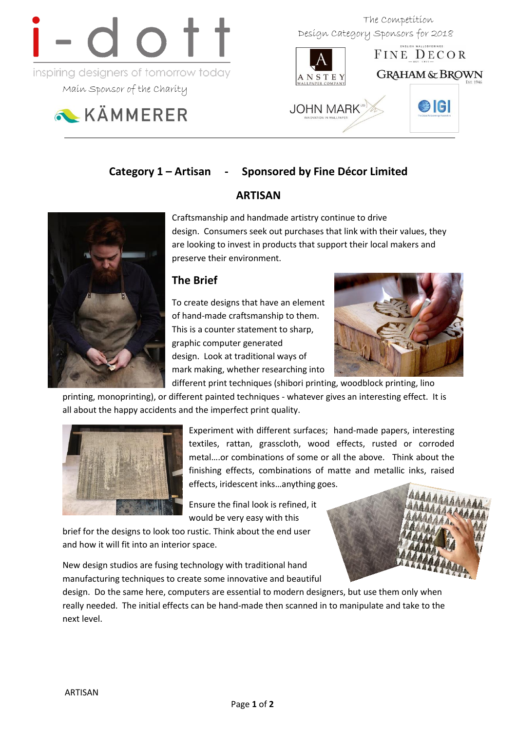i-dott

inspiring designers of tomorrow today

Main Sponsor of the Charity

KÄMMERER

The Competition
Design Category Sponsors for 2018

ANSTEY WALLPAPER COMPANY

FINE DECOR

GRAHAM & BROWN

JOHN MARK

IGI

## Category 1 – Artisan - Sponsored by Fine Décor Limited

## ARTISAN

Craftsmanship and handmade artistry continue to drive design. Consumers seek out purchases that link with their values, they are looking to invest in products that support their local makers and preserve their environment.

### The Brief

To create designs that have an element of hand-made craftsmanship to them. This is a counter statement to sharp, graphic computer generated design. Look at traditional ways of mark making, whether researching into different print techniques (shibori printing, woodblock printing, lino printing, monoprinting), or different painted techniques - whatever gives an interesting effect. It is all about the happy accidents and the imperfect print quality.

Experiment with different surfaces; hand-made papers, interesting textiles, rattan, grasscloth, wood effects, rusted or corroded metal….or combinations of some or all the above. Think about the finishing effects, combinations of matte and metallic inks, raised effects, iridescent inks…anything goes.

Ensure the final look is refined, it would be very easy with this brief for the designs to look too rustic. Think about the end user and how it will fit into an interior space.

New design studios are fusing technology with traditional hand manufacturing techniques to create some innovative and beautiful design. Do the same here, computers are essential to modern designers, but use them only when really needed. The initial effects can be hand-made then scanned in to manipulate and take to the next level.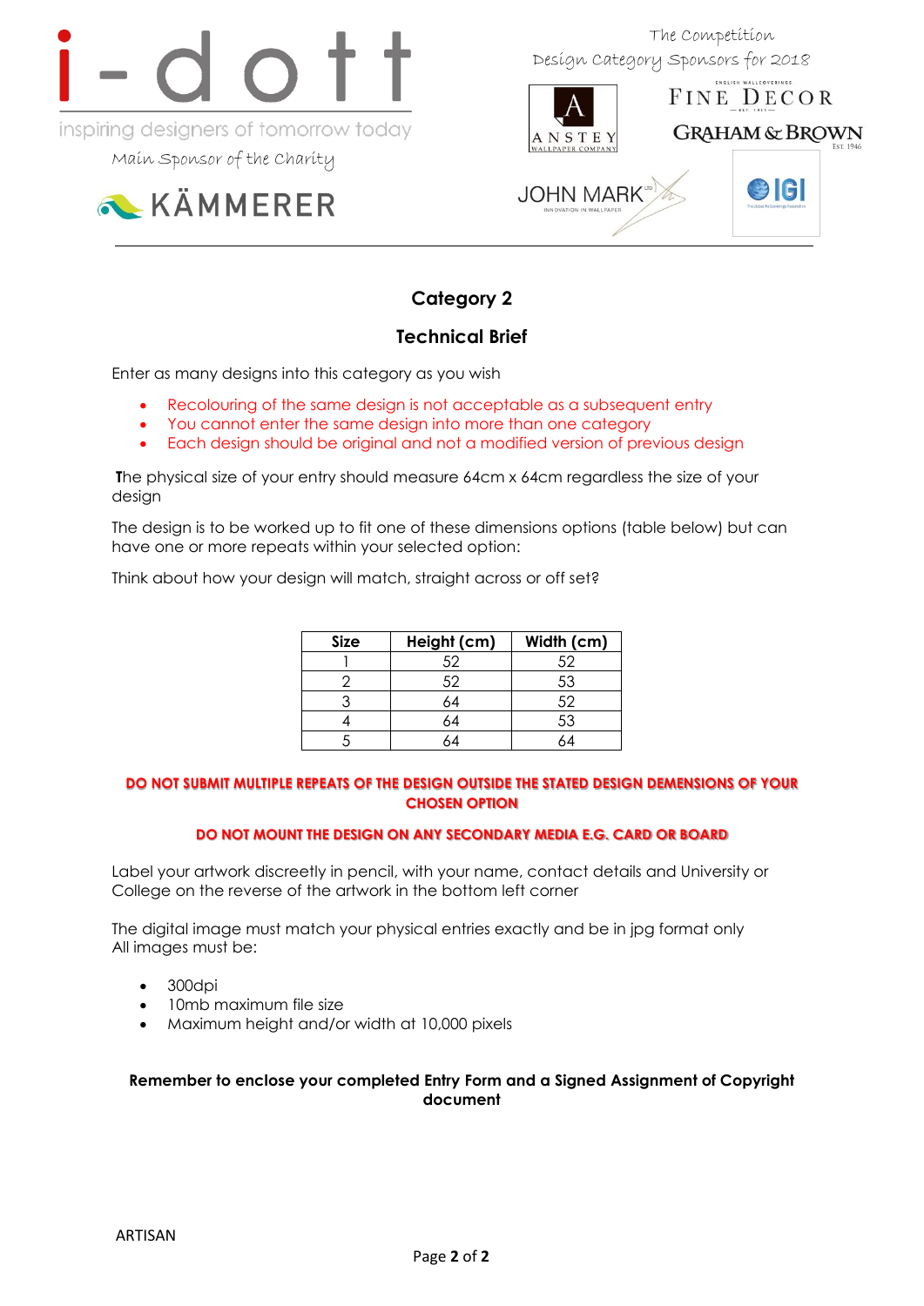i-dott

inspiring designers of tomorrow today

Main Sponsor of the Charity

KÄMMERER

The Competition
Design Category Sponsors for 2018

ANSTEY WALLPAPER COMPANY

FINE DECOR

GRAHAM & BROWN

JOHN MARK

IGI

## Category 2

## Technical Brief

Enter as many designs into this category as you wish

- Recolouring of the same design is not acceptable as a subsequent entry
- You cannot enter the same design into more than one category
- Each design should be original and not a modified version of previous design

The physical size of your entry should measure 64cm x 64cm regardless the size of your design

The design is to be worked up to fit one of these dimensions options (table below) but can have one or more repeats within your selected option:

Think about how your design will match, straight across or off set?

| Size | Height (cm) | Width (cm) |
|---|---|---|
| 1 | 52 | 52 |
| 2 | 52 | 53 |
| 3 | 64 | 52 |
| 4 | 64 | 53 |
| 5 | 64 | 64 |

**DO NOT SUBMIT MULTIPLE REPEATS OF THE DESIGN OUTSIDE THE STATED DESIGN DEMENSIONS OF YOUR CHOSEN OPTION**

**DO NOT MOUNT THE DESIGN ON ANY SECONDARY MEDIA E.G. CARD OR BOARD**

Label your artwork discreetly in pencil, with your name, contact details and University or College on the reverse of the artwork in the bottom left corner

The digital image must match your physical entries exactly and be in jpg format only
All images must be:

- 300dpi
- 10mb maximum file size
- Maximum height and/or width at 10,000 pixels

**Remember to enclose your completed Entry Form and a Signed Assignment of Copyright document**

ARTISAN